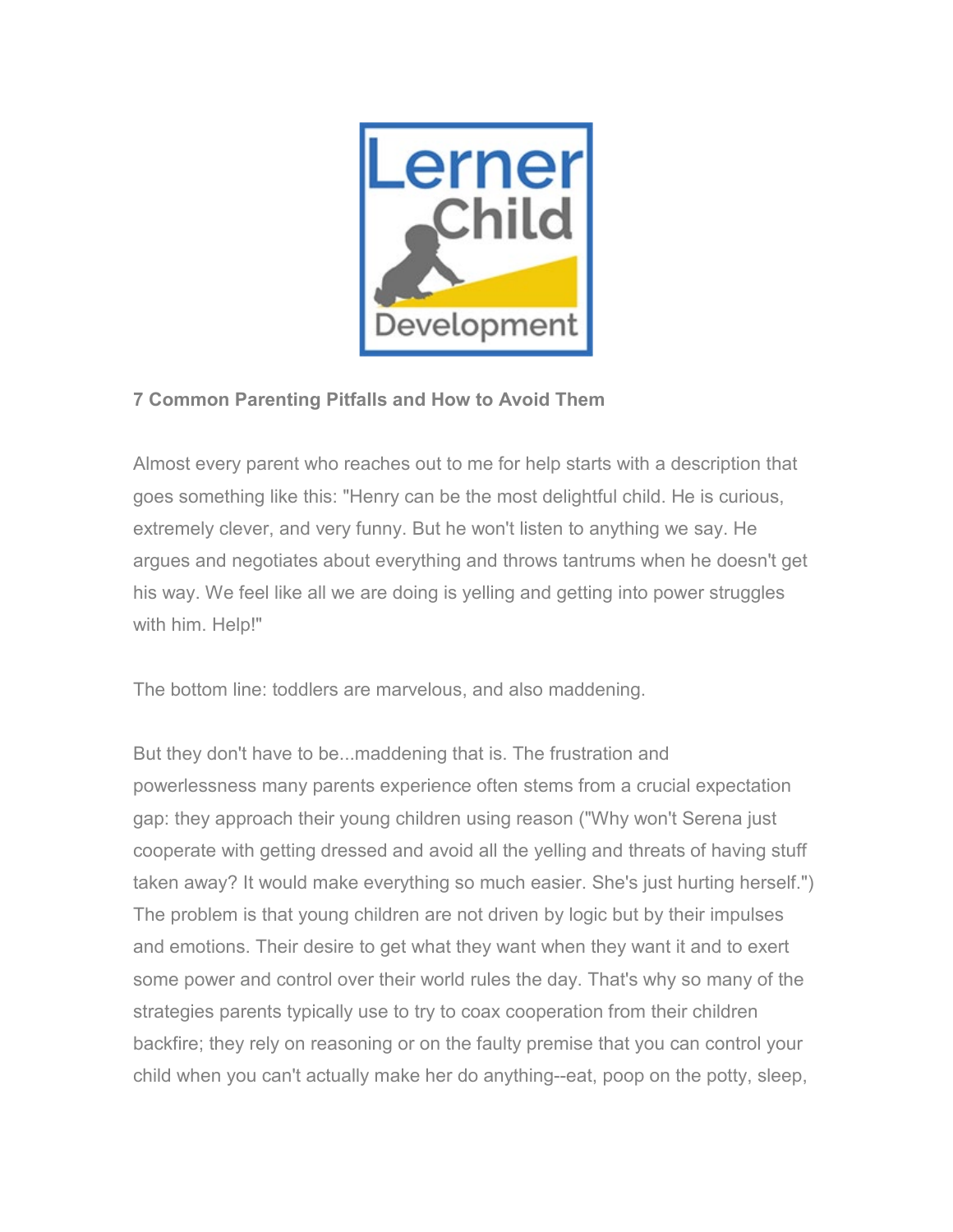**7 Common Parenting Pitfalls and How to Avoid Them**

Almost every parent who reaches out to me for help starts with a description that goes something like this: "Henry can be the most delightful child. He is curious, extremely clever, and very funny. But he won't listen to anything we say. He argues and negotiates about everything and throws tantrums when he doesn't get his way. We feel like all we are doing is yelling and getting into power struggles with him. Help!"

The bottom line: toddlers are marvelous, and also maddening.

But they don't have to be...maddening that is. The frustration and powerlessness many parents experience often stems from a crucial expectation gap: they approach their young children using reason ("Why won't Serena just cooperate with getting dressed and avoid all the yelling and threats of having stuff taken away? It would make everything so much easier. She's just hurting herself.") The problem is that young children are not driven by logic but by their impulses and emotions. Their desire to get what they want when they want it and to exert some power and control over their world rules the day. That's why so many of the strategies parents typically use to try to coax cooperation from their children backfire; they rely on reasoning or on the faulty premise that you can control your child when you can't actually make her do anything--eat, poop on the potty, sleep,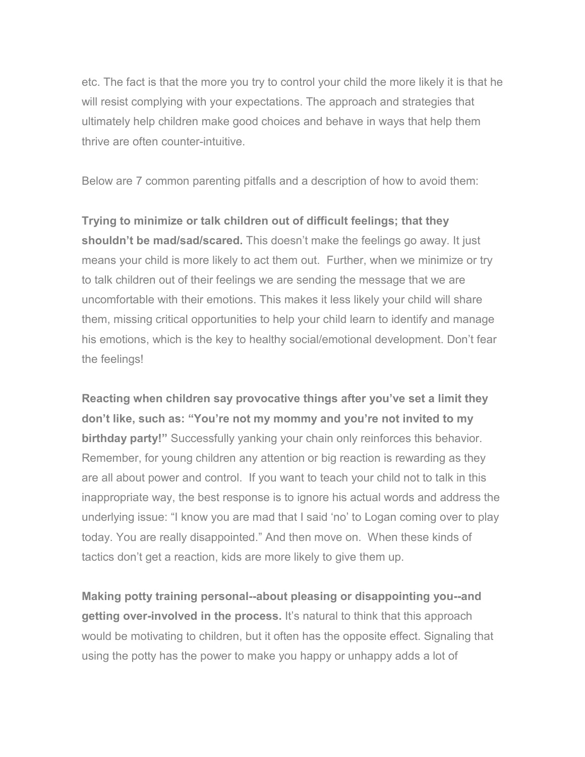etc. The fact is that the more you try to control your child the more likely it is that he will resist complying with your expectations. The approach and strategies that ultimately help children make good choices and behave in ways that help them thrive are often counter-intuitive.

Below are 7 common parenting pitfalls and a description of how to avoid them:

**Trying to minimize or talk children out of difficult feelings; that they shouldn't be mad/sad/scared.** This doesn't make the feelings go away. It just means your child is more likely to act them out. Further, when we minimize or try to talk children out of their feelings we are sending the message that we are uncomfortable with their emotions. This makes it less likely your child will share them, missing critical opportunities to help your child learn to identify and manage his emotions, which is the key to healthy social/emotional development. Don't fear the feelings!

**Reacting when children say provocative things after you've set a limit they don't like, such as: "You're not my mommy and you're not invited to my birthday party!"** Successfully yanking your chain only reinforces this behavior. Remember, for young children any attention or big reaction is rewarding as they are all about power and control. If you want to teach your child not to talk in this inappropriate way, the best response is to ignore his actual words and address the underlying issue: "I know you are mad that I said 'no' to Logan coming over to play today. You are really disappointed." And then move on. When these kinds of tactics don't get a reaction, kids are more likely to give them up.

**Making potty training personal--about pleasing or disappointing you--and getting over-involved in the process.** It's natural to think that this approach would be motivating to children, but it often has the opposite effect. Signaling that using the potty has the power to make you happy or unhappy adds a lot of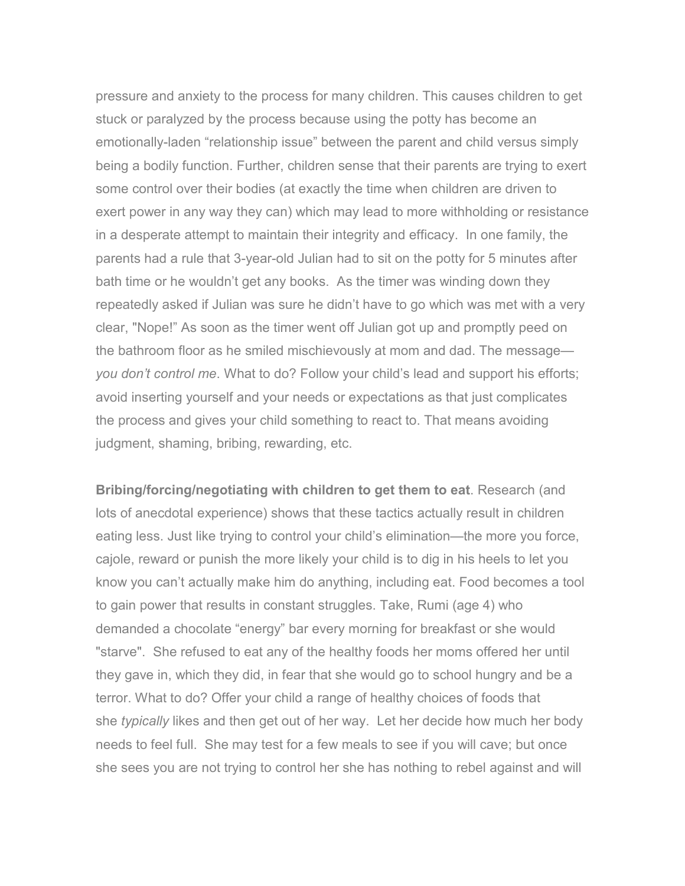pressure and anxiety to the process for many children. This causes children to get stuck or paralyzed by the process because using the potty has become an emotionally-laden “relationship issue” between the parent and child versus simply being a bodily function. Further, children sense that their parents are trying to exert some control over their bodies (at exactly the time when children are driven to exert power in any way they can) which may lead to more withholding or resistance in a desperate attempt to maintain their integrity and efficacy. In one family, the parents had a rule that 3-year-old Julian had to sit on the potty for 5 minutes after bath time or he wouldn’t get any books. As the timer was winding down they repeatedly asked if Julian was sure he didn’t have to go which was met with a very clear, "Nope!” As soon as the timer went off Julian got up and promptly peed on the bathroom floor as he smiled mischievously at mom and dad. The message—*you don’t control me*. What to do? Follow your child’s lead and support his efforts; avoid inserting yourself and your needs or expectations as that just complicates the process and gives your child something to react to. That means avoiding judgment, shaming, bribing, rewarding, etc.

**Bribing/forcing/negotiating with children to get them to eat**. Research (and lots of anecdotal experience) shows that these tactics actually result in children eating less. Just like trying to control your child’s elimination—the more you force, cajole, reward or punish the more likely your child is to dig in his heels to let you know you can’t actually make him do anything, including eat. Food becomes a tool to gain power that results in constant struggles. Take, Rumi (age 4) who demanded a chocolate “energy” bar every morning for breakfast or she would "starve". She refused to eat any of the healthy foods her moms offered her until they gave in, which they did, in fear that she would go to school hungry and be a terror. What to do? Offer your child a range of healthy choices of foods that she *typically* likes and then get out of her way. Let her decide how much her body needs to feel full. She may test for a few meals to see if you will cave; but once she sees you are not trying to control her she has nothing to rebel against and will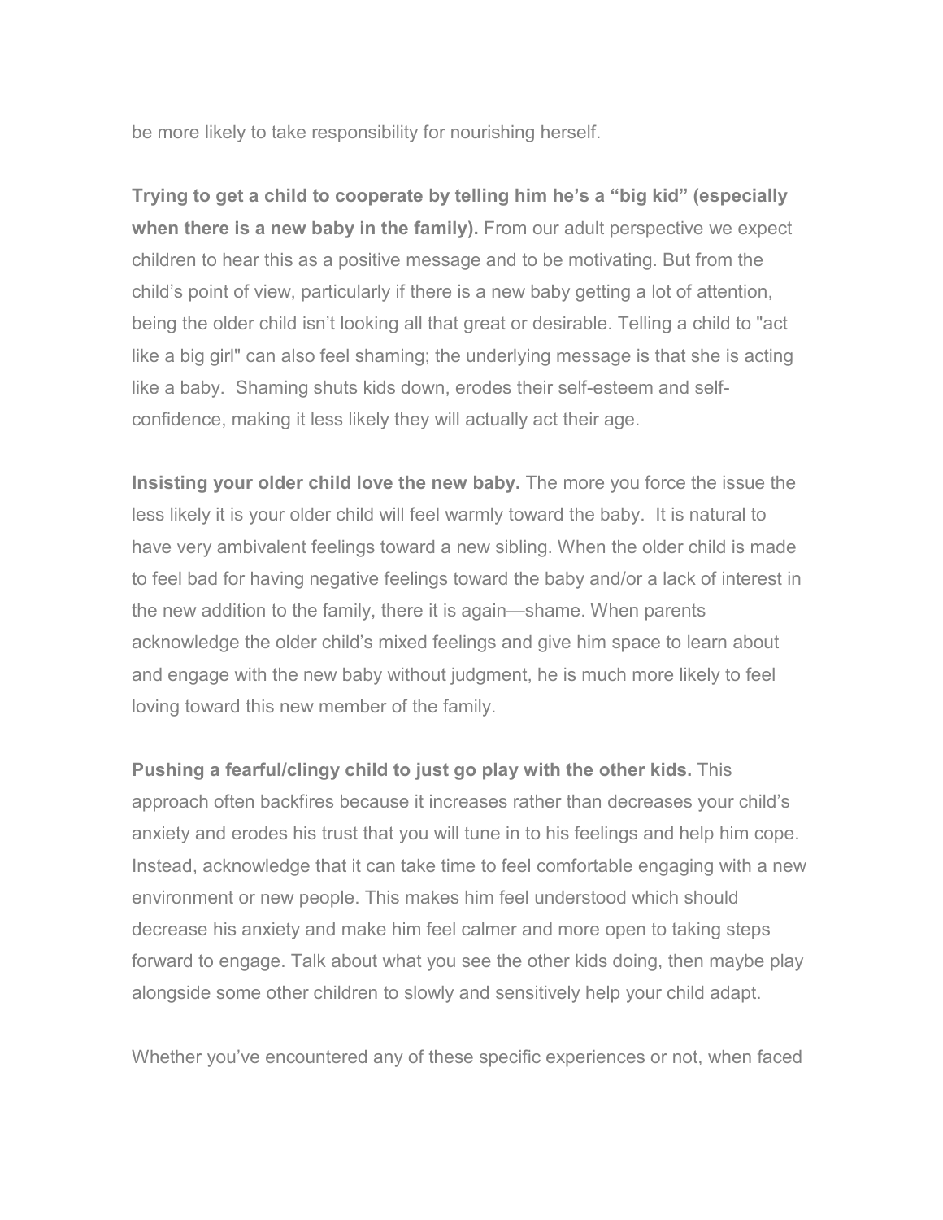be more likely to take responsibility for nourishing herself.

**Trying to get a child to cooperate by telling him he's a "big kid" (especially when there is a new baby in the family).** From our adult perspective we expect children to hear this as a positive message and to be motivating. But from the child's point of view, particularly if there is a new baby getting a lot of attention, being the older child isn't looking all that great or desirable. Telling a child to "act like a big girl" can also feel shaming; the underlying message is that she is acting like a baby. Shaming shuts kids down, erodes their self-esteem and self-confidence, making it less likely they will actually act their age.

**Insisting your older child love the new baby.** The more you force the issue the less likely it is your older child will feel warmly toward the baby. It is natural to have very ambivalent feelings toward a new sibling. When the older child is made to feel bad for having negative feelings toward the baby and/or a lack of interest in the new addition to the family, there it is again—shame. When parents acknowledge the older child's mixed feelings and give him space to learn about and engage with the new baby without judgment, he is much more likely to feel loving toward this new member of the family.

**Pushing a fearful/clingy child to just go play with the other kids.** This approach often backfires because it increases rather than decreases your child's anxiety and erodes his trust that you will tune in to his feelings and help him cope. Instead, acknowledge that it can take time to feel comfortable engaging with a new environment or new people. This makes him feel understood which should decrease his anxiety and make him feel calmer and more open to taking steps forward to engage. Talk about what you see the other kids doing, then maybe play alongside some other children to slowly and sensitively help your child adapt.

Whether you've encountered any of these specific experiences or not, when faced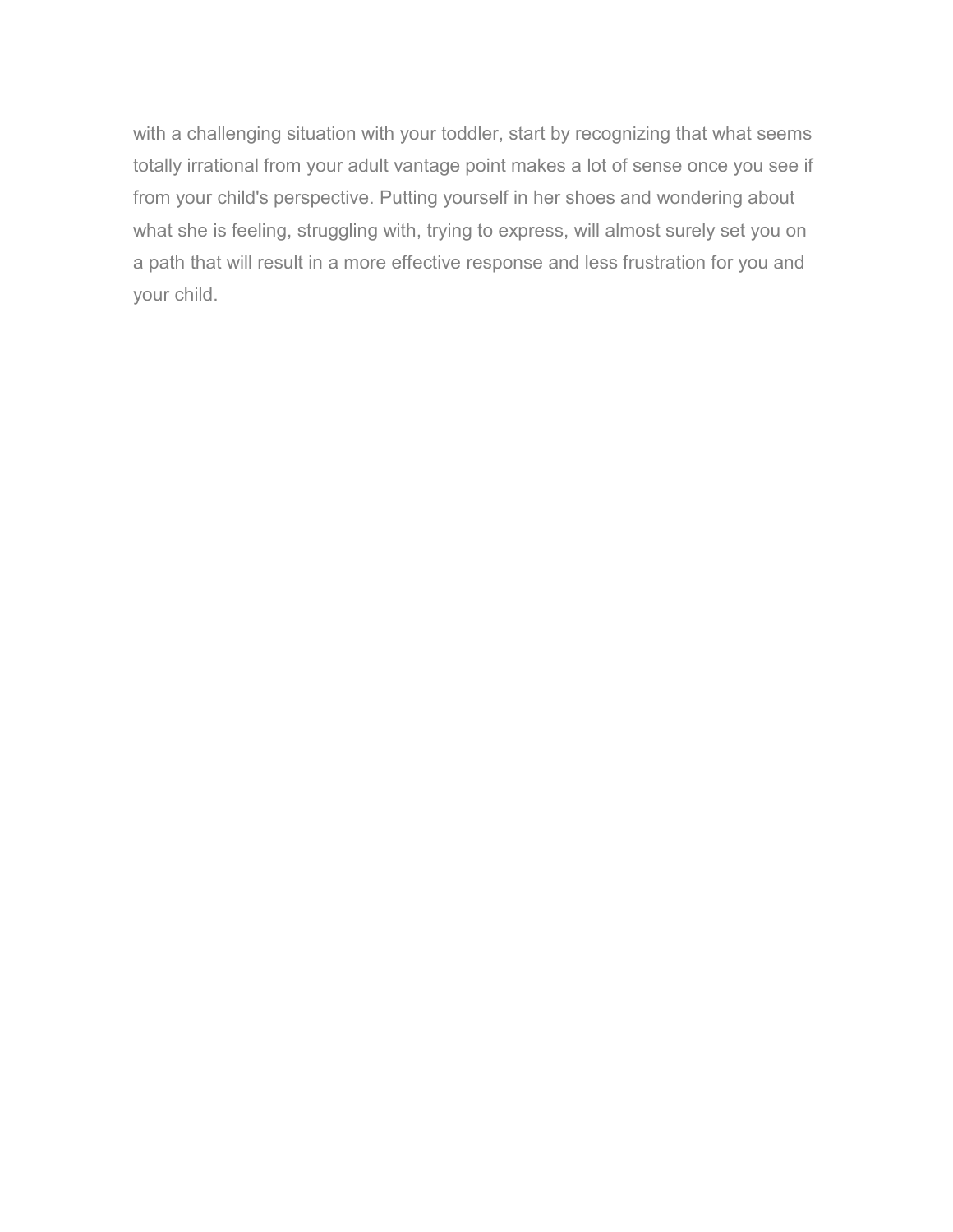with a challenging situation with your toddler, start by recognizing that what seems totally irrational from your adult vantage point makes a lot of sense once you see if from your child's perspective. Putting yourself in her shoes and wondering about what she is feeling, struggling with, trying to express, will almost surely set you on a path that will result in a more effective response and less frustration for you and your child.